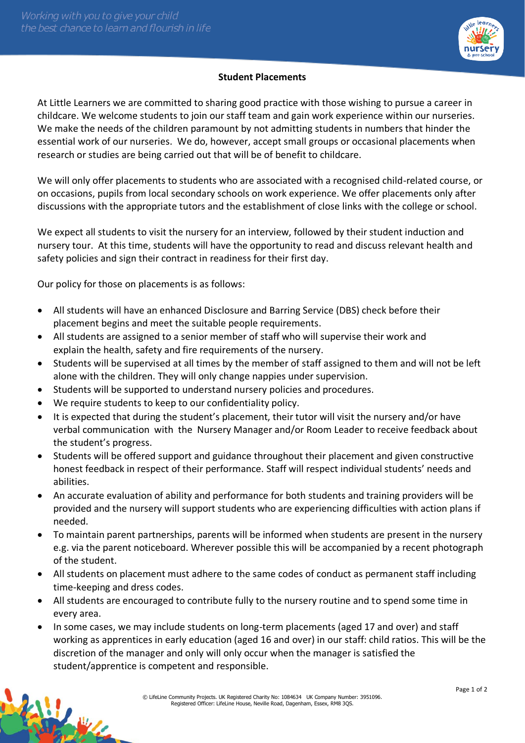## Student Placements

At Little Learners we are committed to sharing good practice with those wishing to pursue a career in childcare. We welcome students to join our staff team and gain work experience within our nurseries. We make the needs of the children paramount by not admitting students in numbers that hinder the essential work of our nurseries. We do, however, accept small groups or occasional placements when research or studies are being carried out that will be of benefit to childcare.

We will only offer placements to students who are associated with a recognised child-related course, or on occasions, pupils from local secondary schools on work experience. We offer placements only after discussions with the appropriate tutors and the establishment of close links with the college or school.

We expect all students to visit the nursery for an interview, followed by their student induction and nursery tour. At this time, students will have the opportunity to read and discuss relevant health and safety policies and sign their contract in readiness for their first day.

Our policy for those on placements is as follows:

- All students will have an enhanced Disclosure and Barring Service (DBS) check before their placement begins and meet the suitable people requirements.
- All students are assigned to a senior member of staff who will supervise their work and explain the health, safety and fire requirements of the nursery.
- Students will be supervised at all times by the member of staff assigned to them and will not be left alone with the children. They will only change nappies under supervision.
- Students will be supported to understand nursery policies and procedures.
- We require students to keep to our confidentiality policy.
- It is expected that during the student's placement, their tutor will visit the nursery and/or have verbal communication with the Nursery Manager and/or Room Leader to receive feedback about the student's progress.
- Students will be offered support and guidance throughout their placement and given constructive honest feedback in respect of their performance. Staff will respect individual students' needs and abilities.
- An accurate evaluation of ability and performance for both students and training providers will be provided and the nursery will support students who are experiencing difficulties with action plans if needed.
- To maintain parent partnerships, parents will be informed when students are present in the nursery e.g. via the parent noticeboard. Wherever possible this will be accompanied by a recent photograph of the student.
- All students on placement must adhere to the same codes of conduct as permanent staff including time-keeping and dress codes.
- All students are encouraged to contribute fully to the nursery routine and to spend some time in every area.
- In some cases, we may include students on long-term placements (aged 17 and over) and staff working as apprentices in early education (aged 16 and over) in our staff: child ratios. This will be the discretion of the manager and only will only occur when the manager is satisfied the student/apprentice is competent and responsible.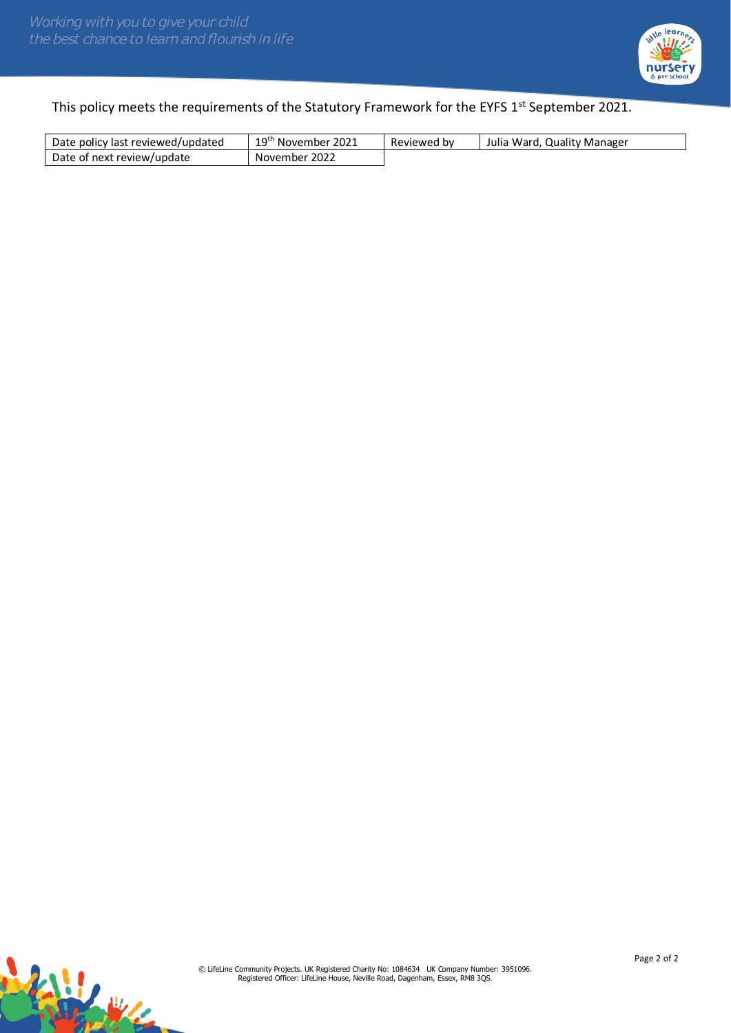This policy meets the requirements of the Statutory Framework for the EYFS 1st September 2021.

| | | | |
|---|---|---|---|
| Date policy last reviewed/updated | 19th November 2021 | Reviewed by | Julia Ward, Quality Manager |
| Date of next review/update | November 2022 | | |